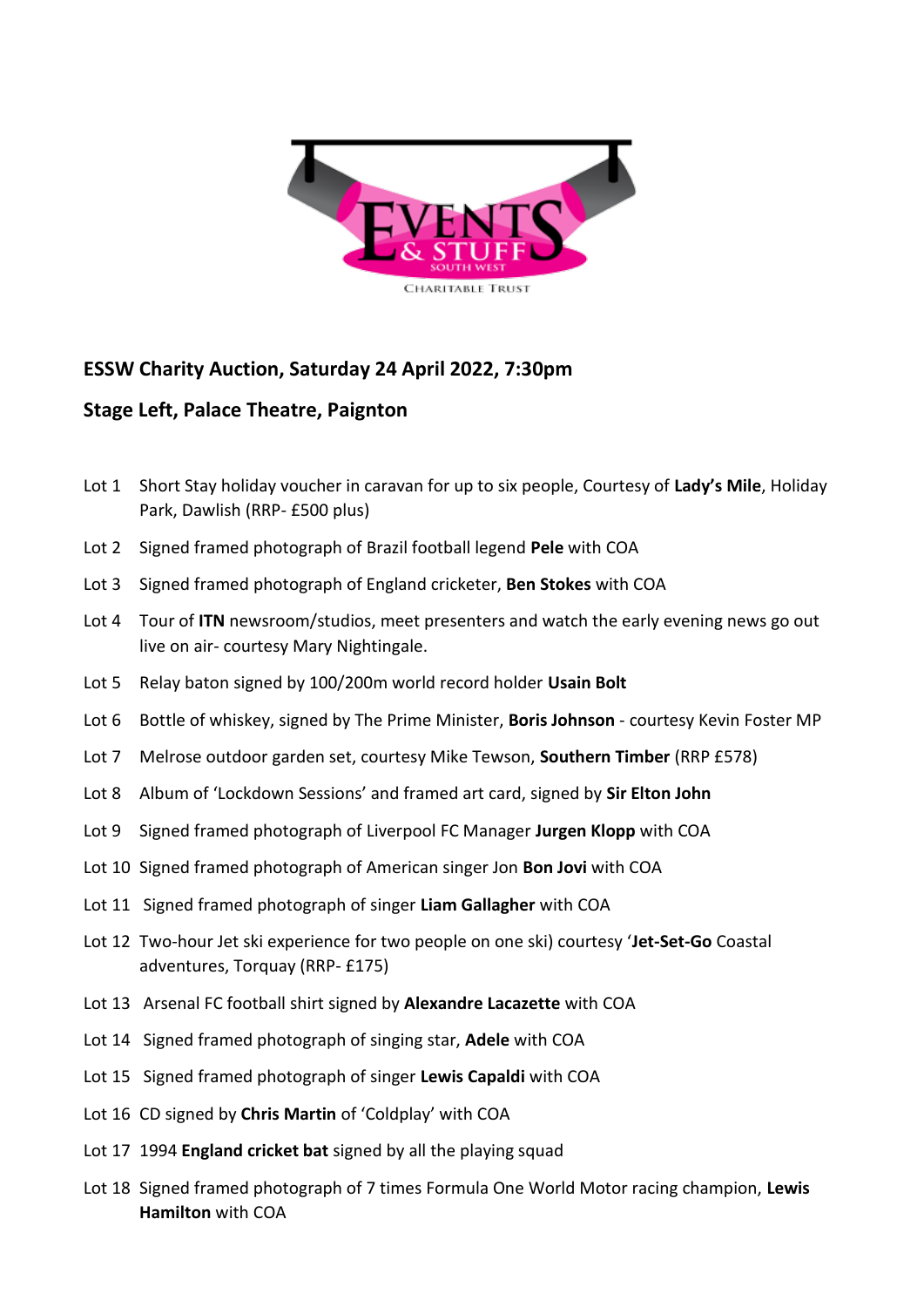## ESSW Charity Auction, Saturday 24 April 2022, 7:30pm

## Stage Left, Palace Theatre, Paignton

- Lot 1 Short Stay holiday voucher in caravan for up to six people, Courtesy of **Lady's Mile**, Holiday Park, Dawlish (RRP- £500 plus)
- Lot 2 Signed framed photograph of Brazil football legend **Pele** with COA
- Lot 3 Signed framed photograph of England cricketer, **Ben Stokes** with COA
- Lot 4 Tour of **ITN** newsroom/studios, meet presenters and watch the early evening news go out live on air- courtesy Mary Nightingale.
- Lot 5 Relay baton signed by 100/200m world record holder **Usain Bolt**
- Lot 6 Bottle of whiskey, signed by The Prime Minister, **Boris Johnson** - courtesy Kevin Foster MP
- Lot 7 Melrose outdoor garden set, courtesy Mike Tewson, **Southern Timber** (RRP £578)
- Lot 8 Album of 'Lockdown Sessions' and framed art card, signed by **Sir Elton John**
- Lot 9 Signed framed photograph of Liverpool FC Manager **Jurgen Klopp** with COA
- Lot 10 Signed framed photograph of American singer Jon **Bon Jovi** with COA
- Lot 11 Signed framed photograph of singer **Liam Gallagher** with COA
- Lot 12 Two-hour Jet ski experience for two people on one ski) courtesy '**Jet-Set-Go** Coastal adventures, Torquay (RRP- £175)
- Lot 13 Arsenal FC football shirt signed by **Alexandre Lacazette** with COA
- Lot 14 Signed framed photograph of singing star, **Adele** with COA
- Lot 15 Signed framed photograph of singer **Lewis Capaldi** with COA
- Lot 16 CD signed by **Chris Martin** of 'Coldplay' with COA
- Lot 17 1994 **England cricket bat** signed by all the playing squad
- Lot 18 Signed framed photograph of 7 times Formula One World Motor racing champion, **Lewis Hamilton** with COA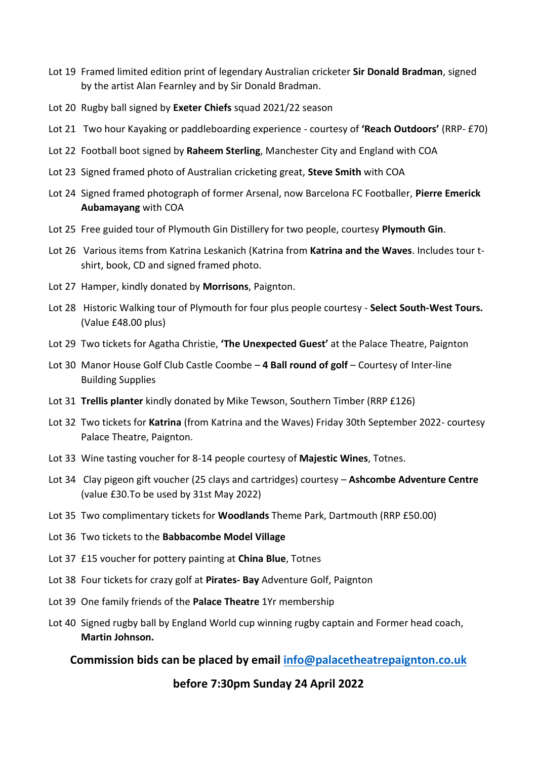Lot 19 Framed limited edition print of legendary Australian cricketer **Sir Donald Bradman**, signed by the artist Alan Fearnley and by Sir Donald Bradman.

Lot 20 Rugby ball signed by **Exeter Chiefs** squad 2021/22 season

Lot 21 Two hour Kayaking or paddleboarding experience - courtesy of **'Reach Outdoors'** (RRP- £70)

Lot 22 Football boot signed by **Raheem Sterling**, Manchester City and England with COA

Lot 23 Signed framed photo of Australian cricketing great, **Steve Smith** with COA

Lot 24 Signed framed photograph of former Arsenal, now Barcelona FC Footballer, **Pierre Emerick Aubamayang** with COA

Lot 25 Free guided tour of Plymouth Gin Distillery for two people, courtesy **Plymouth Gin**.

Lot 26 Various items from Katrina Leskanich (Katrina from **Katrina and the Waves**. Includes tour t-shirt, book, CD and signed framed photo.

Lot 27 Hamper, kindly donated by **Morrisons**, Paignton.

Lot 28 Historic Walking tour of Plymouth for four plus people courtesy - **Select South-West Tours.** (Value £48.00 plus)

Lot 29 Two tickets for Agatha Christie, **'The Unexpected Guest'** at the Palace Theatre, Paignton

Lot 30 Manor House Golf Club Castle Coombe – **4 Ball round of golf** – Courtesy of Inter-line Building Supplies

Lot 31 **Trellis planter** kindly donated by Mike Tewson, Southern Timber (RRP £126)

Lot 32 Two tickets for **Katrina** (from Katrina and the Waves) Friday 30th September 2022- courtesy Palace Theatre, Paignton.

Lot 33 Wine tasting voucher for 8-14 people courtesy of **Majestic Wines**, Totnes.

Lot 34 Clay pigeon gift voucher (25 clays and cartridges) courtesy – **Ashcombe Adventure Centre** (value £30.To be used by 31st May 2022)

Lot 35 Two complimentary tickets for **Woodlands** Theme Park, Dartmouth (RRP £50.00)

Lot 36 Two tickets to the **Babbacombe Model Village**

Lot 37 £15 voucher for pottery painting at **China Blue**, Totnes

Lot 38 Four tickets for crazy golf at **Pirates- Bay** Adventure Golf, Paignton

Lot 39 One family friends of the **Palace Theatre** 1Yr membership

Lot 40 Signed rugby ball by England World cup winning rugby captain and Former head coach, **Martin Johnson.**

**Commission bids can be placed by email [info@palacetheatrepaignton.co.uk](mailto:info@palacetheatrepaignton.co.uk)**

**before 7:30pm Sunday 24 April 2022**